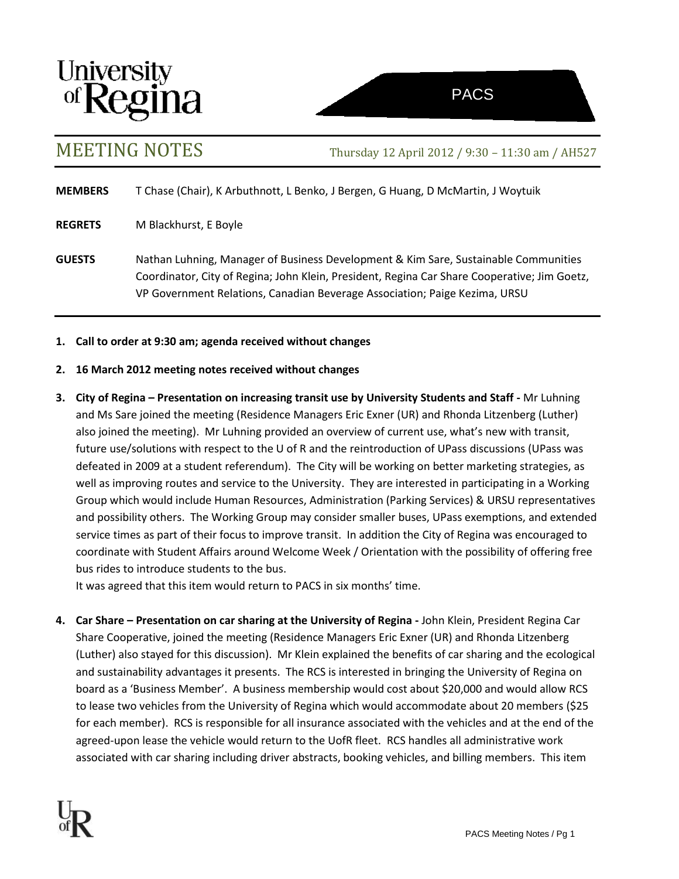# University of Regina

PACS

## MEETING NOTES

Thursday 12 April 2012 / 9:30 – 11:30 am / AH527

**MEMBERS** T Chase (Chair), K Arbuthnott, L Benko, J Bergen, G Huang, D McMartin, J Woytuik

**REGRETS** M Blackhurst, E Boyle

**GUESTS** Nathan Luhning, Manager of Business Development & Kim Sare, Sustainable Communities Coordinator, City of Regina; John Klein, President, Regina Car Share Cooperative; Jim Goetz, VP Government Relations, Canadian Beverage Association; Paige Kezima, URSU

1. **Call to order at 9:30 am; agenda received without changes**

2. **16 March 2012 meeting notes received without changes**

3. **City of Regina – Presentation on increasing transit use by University Students and Staff -** Mr Luhning and Ms Sare joined the meeting (Residence Managers Eric Exner (UR) and Rhonda Litzenberg (Luther) also joined the meeting). Mr Luhning provided an overview of current use, what's new with transit, future use/solutions with respect to the U of R and the reintroduction of UPass discussions (UPass was defeated in 2009 at a student referendum). The City will be working on better marketing strategies, as well as improving routes and service to the University. They are interested in participating in a Working Group which would include Human Resources, Administration (Parking Services) & URSU representatives and possibility others. The Working Group may consider smaller buses, UPass exemptions, and extended service times as part of their focus to improve transit. In addition the City of Regina was encouraged to coordinate with Student Affairs around Welcome Week / Orientation with the possibility of offering free bus rides to introduce students to the bus.
   It was agreed that this item would return to PACS in six months' time.

4. **Car Share – Presentation on car sharing at the University of Regina -** John Klein, President Regina Car Share Cooperative, joined the meeting (Residence Managers Eric Exner (UR) and Rhonda Litzenberg (Luther) also stayed for this discussion). Mr Klein explained the benefits of car sharing and the ecological and sustainability advantages it presents. The RCS is interested in bringing the University of Regina on board as a 'Business Member'. A business membership would cost about $20,000 and would allow RCS to lease two vehicles from the University of Regina which would accommodate about 20 members ($25 for each member). RCS is responsible for all insurance associated with the vehicles and at the end of the agreed-upon lease the vehicle would return to the UofR fleet. RCS handles all administrative work associated with car sharing including driver abstracts, booking vehicles, and billing members. This item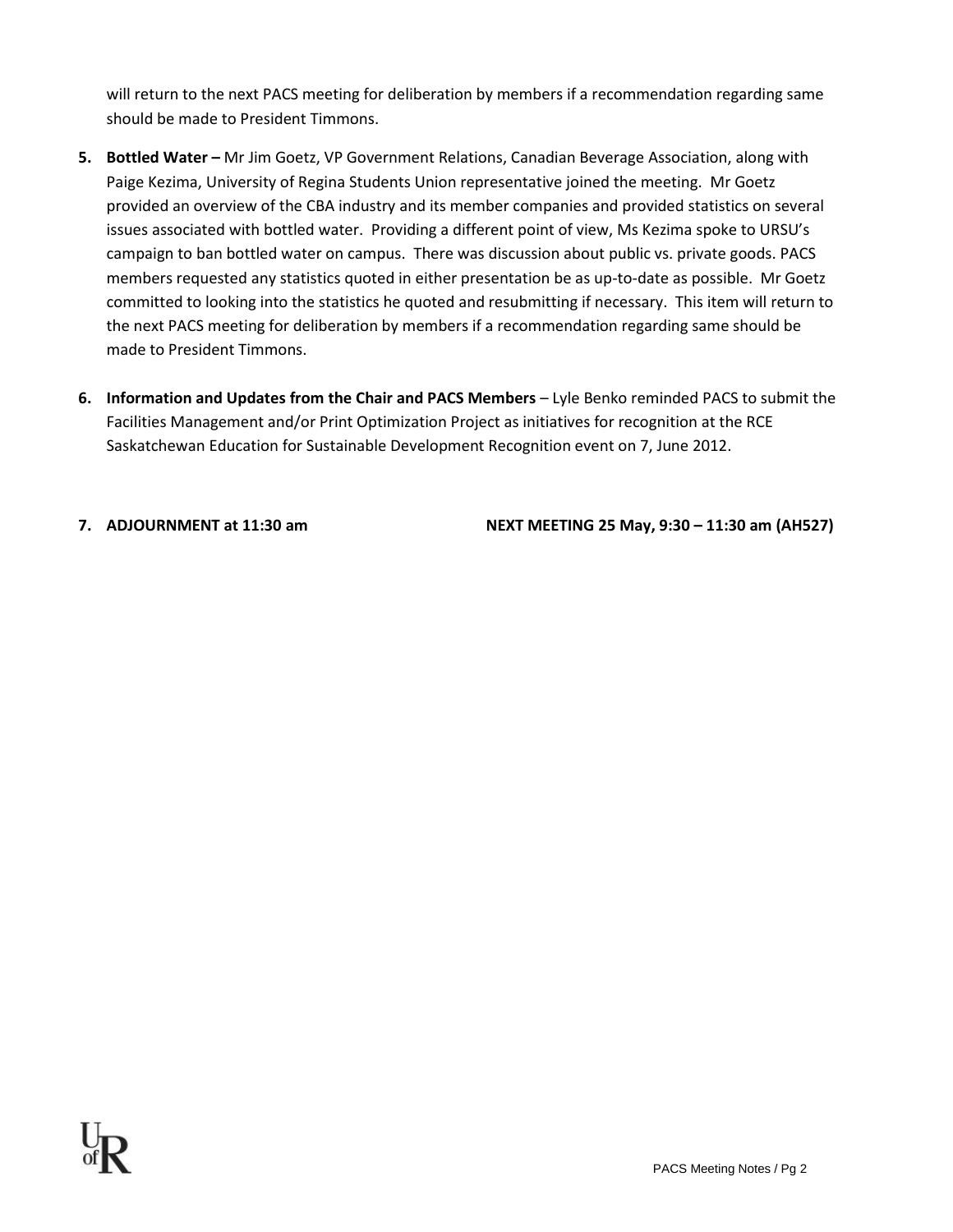will return to the next PACS meeting for deliberation by members if a recommendation regarding same should be made to President Timmons.

5. **Bottled Water –** Mr Jim Goetz, VP Government Relations, Canadian Beverage Association, along with Paige Kezima, University of Regina Students Union representative joined the meeting. Mr Goetz provided an overview of the CBA industry and its member companies and provided statistics on several issues associated with bottled water. Providing a different point of view, Ms Kezima spoke to URSU's campaign to ban bottled water on campus. There was discussion about public vs. private goods. PACS members requested any statistics quoted in either presentation be as up-to-date as possible. Mr Goetz committed to looking into the statistics he quoted and resubmitting if necessary. This item will return to the next PACS meeting for deliberation by members if a recommendation regarding same should be made to President Timmons.

6. **Information and Updates from the Chair and PACS Members** – Lyle Benko reminded PACS to submit the Facilities Management and/or Print Optimization Project as initiatives for recognition at the RCE Saskatchewan Education for Sustainable Development Recognition event on 7, June 2012.

7. **ADJOURNMENT at 11:30 am** **NEXT MEETING 25 May, 9:30 – 11:30 am (AH527)**